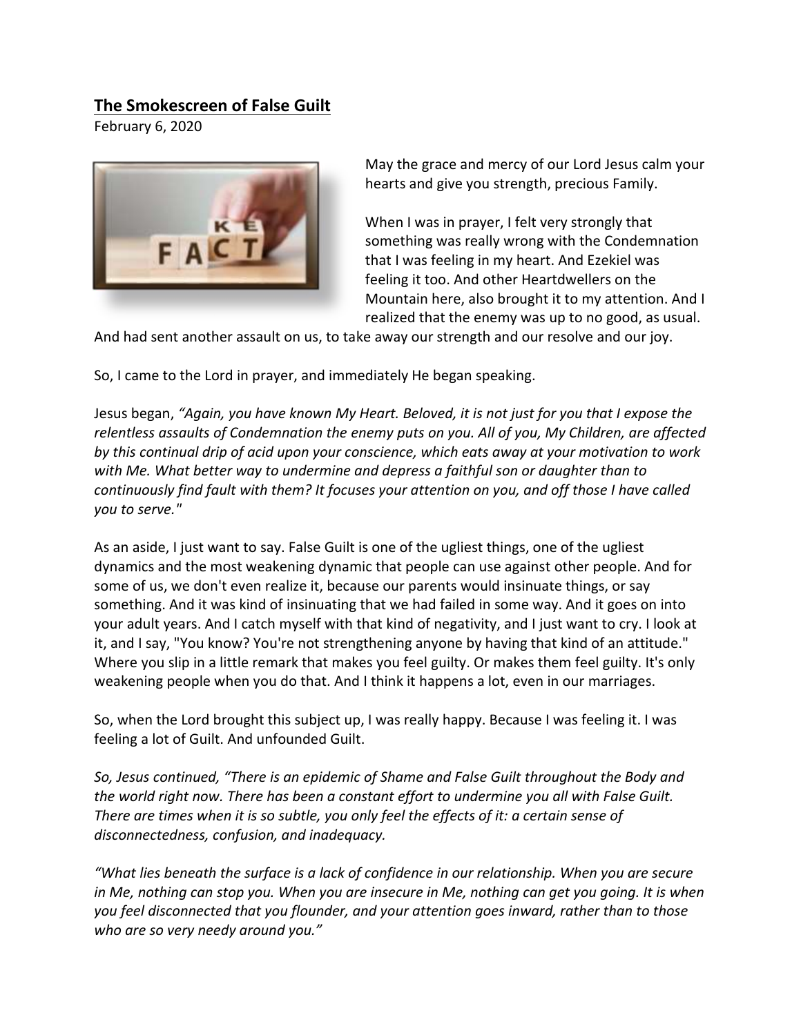**The Smokescreen of False Guilt**

February 6, 2020

May the grace and mercy of our Lord Jesus calm your hearts and give you strength, precious Family.

When I was in prayer, I felt very strongly that something was really wrong with the Condemnation that I was feeling in my heart. And Ezekiel was feeling it too. And other Heartdwellers on the Mountain here, also brought it to my attention. And I realized that the enemy was up to no good, as usual. And had sent another assault on us, to take away our strength and our resolve and our joy.

So, I came to the Lord in prayer, and immediately He began speaking.

Jesus began, *"Again, you have known My Heart. Beloved, it is not just for you that I expose the relentless assaults of Condemnation the enemy puts on you. All of you, My Children, are affected by this continual drip of acid upon your conscience, which eats away at your motivation to work with Me. What better way to undermine and depress a faithful son or daughter than to continuously find fault with them? It focuses your attention on you, and off those I have called you to serve."*

As an aside, I just want to say. False Guilt is one of the ugliest things, one of the ugliest dynamics and the most weakening dynamic that people can use against other people. And for some of us, we don't even realize it, because our parents would insinuate things, or say something. And it was kind of insinuating that we had failed in some way. And it goes on into your adult years. And I catch myself with that kind of negativity, and I just want to cry. I look at it, and I say, "You know? You're not strengthening anyone by having that kind of an attitude." Where you slip in a little remark that makes you feel guilty. Or makes them feel guilty. It's only weakening people when you do that. And I think it happens a lot, even in our marriages.

So, when the Lord brought this subject up, I was really happy. Because I was feeling it. I was feeling a lot of Guilt. And unfounded Guilt.

*So, Jesus continued, "There is an epidemic of Shame and False Guilt throughout the Body and the world right now. There has been a constant effort to undermine you all with False Guilt. There are times when it is so subtle, you only feel the effects of it: a certain sense of disconnectedness, confusion, and inadequacy.*

*"What lies beneath the surface is a lack of confidence in our relationship. When you are secure in Me, nothing can stop you. When you are insecure in Me, nothing can get you going. It is when you feel disconnected that you flounder, and your attention goes inward, rather than to those who are so very needy around you."*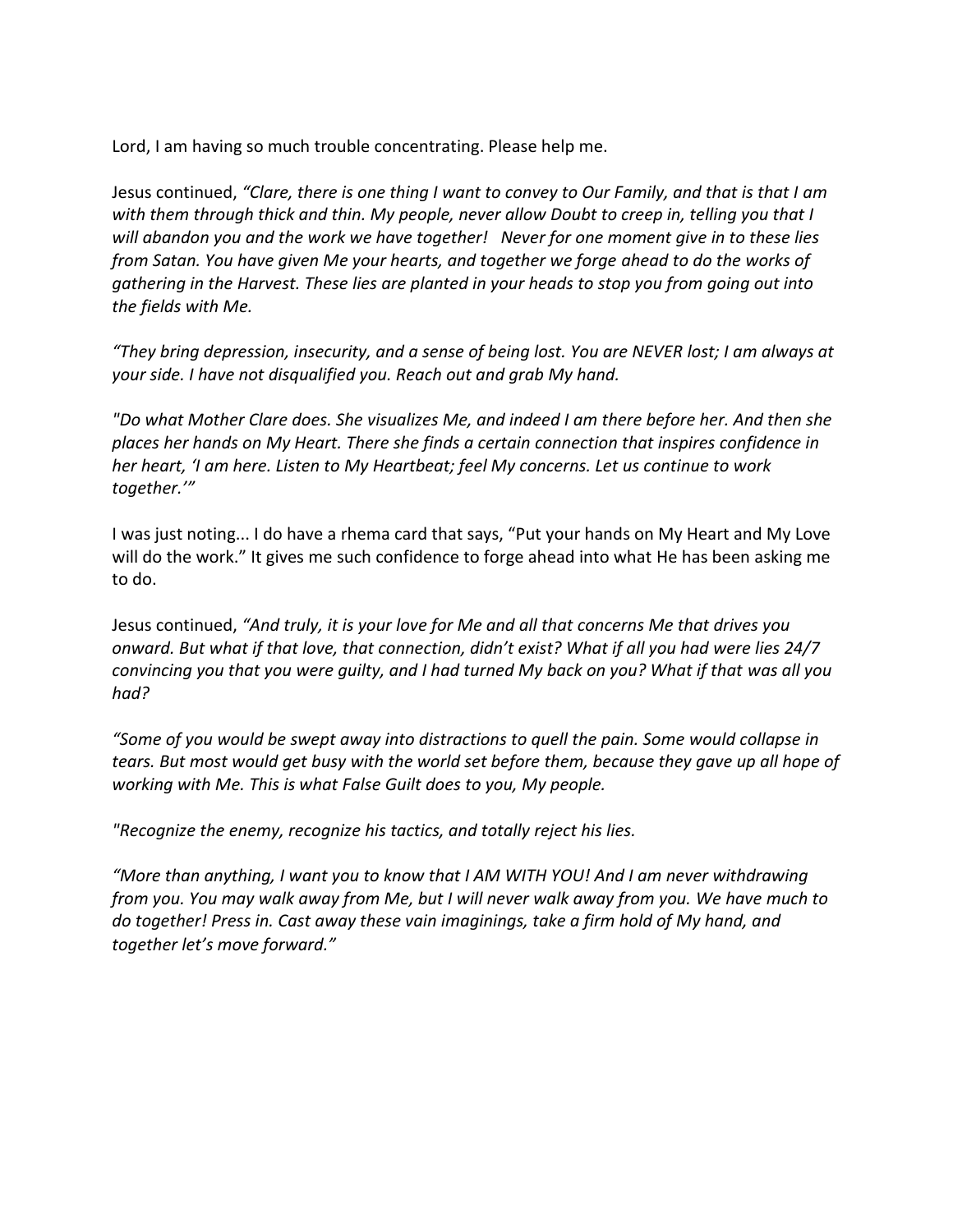Lord, I am having so much trouble concentrating. Please help me.

Jesus continued, *"Clare, there is one thing I want to convey to Our Family, and that is that I am with them through thick and thin. My people, never allow Doubt to creep in, telling you that I will abandon you and the work we have together! Never for one moment give in to these lies from Satan. You have given Me your hearts, and together we forge ahead to do the works of gathering in the Harvest. These lies are planted in your heads to stop you from going out into the fields with Me.*

*"They bring depression, insecurity, and a sense of being lost. You are NEVER lost; I am always at your side. I have not disqualified you. Reach out and grab My hand.*

*"Do what Mother Clare does. She visualizes Me, and indeed I am there before her. And then she places her hands on My Heart. There she finds a certain connection that inspires confidence in her heart, 'I am here. Listen to My Heartbeat; feel My concerns. Let us continue to work together.'"*

I was just noting... I do have a rhema card that says, "Put your hands on My Heart and My Love will do the work." It gives me such confidence to forge ahead into what He has been asking me to do.

Jesus continued, *"And truly, it is your love for Me and all that concerns Me that drives you onward. But what if that love, that connection, didn't exist? What if all you had were lies 24/7 convincing you that you were guilty, and I had turned My back on you? What if that was all you had?*

*"Some of you would be swept away into distractions to quell the pain. Some would collapse in tears. But most would get busy with the world set before them, because they gave up all hope of working with Me. This is what False Guilt does to you, My people.*

*"Recognize the enemy, recognize his tactics, and totally reject his lies.*

*"More than anything, I want you to know that I AM WITH YOU! And I am never withdrawing from you. You may walk away from Me, but I will never walk away from you. We have much to do together! Press in. Cast away these vain imaginings, take a firm hold of My hand, and together let's move forward."*